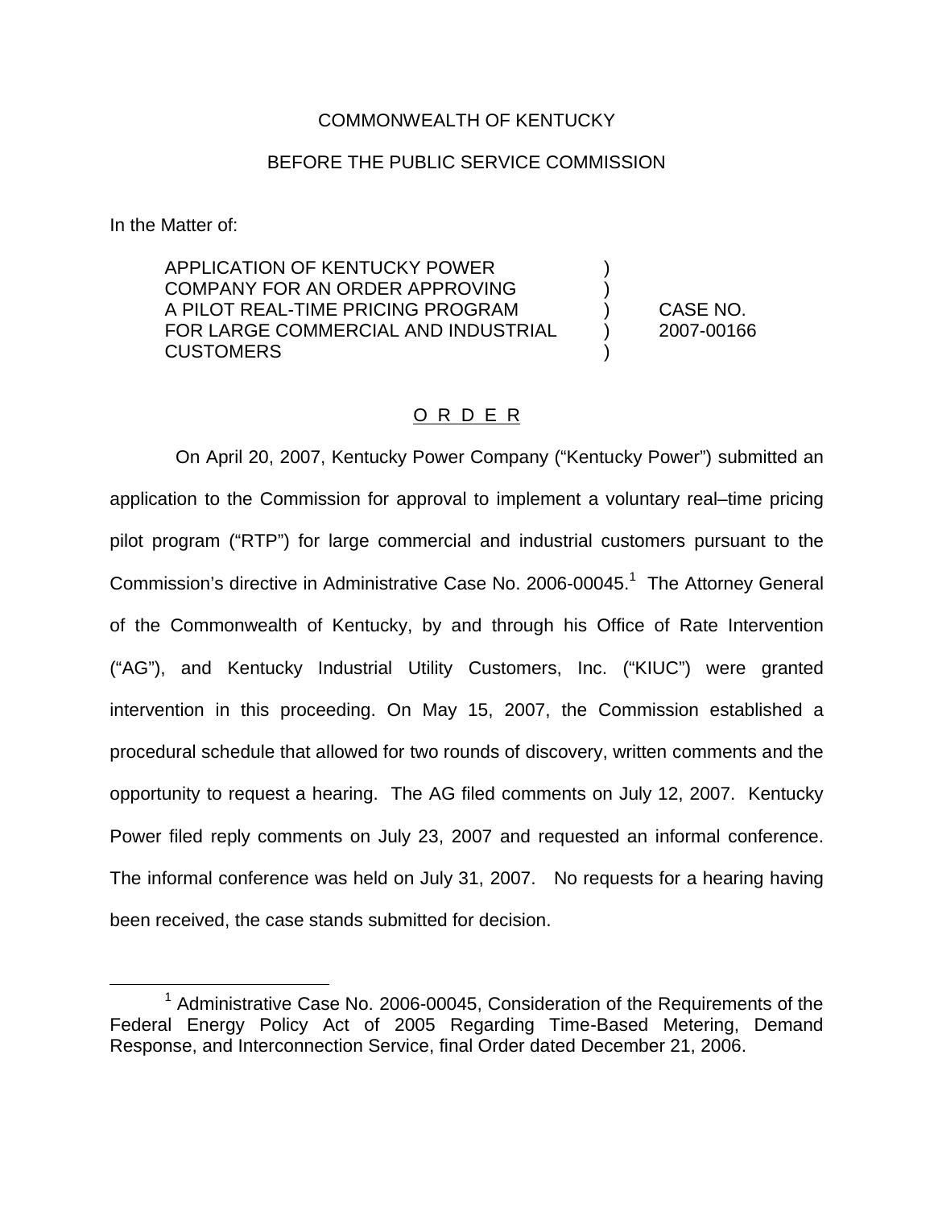COMMONWEALTH OF KENTUCKY

BEFORE THE PUBLIC SERVICE COMMISSION

In the Matter of:

| | | |
|---|---|---|
| APPLICATION OF KENTUCKY POWER COMPANY FOR AN ORDER APPROVING A PILOT REAL-TIME PRICING PROGRAM FOR LARGE COMMERCIAL AND INDUSTRIAL CUSTOMERS | ) | CASE NO. 2007-00166 |

<u>O R D E R</u>

On April 20, 2007, Kentucky Power Company ("Kentucky Power") submitted an application to the Commission for approval to implement a voluntary real–time pricing pilot program ("RTP") for large commercial and industrial customers pursuant to the Commission's directive in Administrative Case No. 2006-00045.[1] The Attorney General of the Commonwealth of Kentucky, by and through his Office of Rate Intervention ("AG"), and Kentucky Industrial Utility Customers, Inc. ("KIUC") were granted intervention in this proceeding. On May 15, 2007, the Commission established a procedural schedule that allowed for two rounds of discovery, written comments and the opportunity to request a hearing. The AG filed comments on July 12, 2007. Kentucky Power filed reply comments on July 23, 2007 and requested an informal conference. The informal conference was held on July 31, 2007. No requests for a hearing having been received, the case stands submitted for decision.

[1] Administrative Case No. 2006-00045, Consideration of the Requirements of the Federal Energy Policy Act of 2005 Regarding Time-Based Metering, Demand Response, and Interconnection Service, final Order dated December 21, 2006.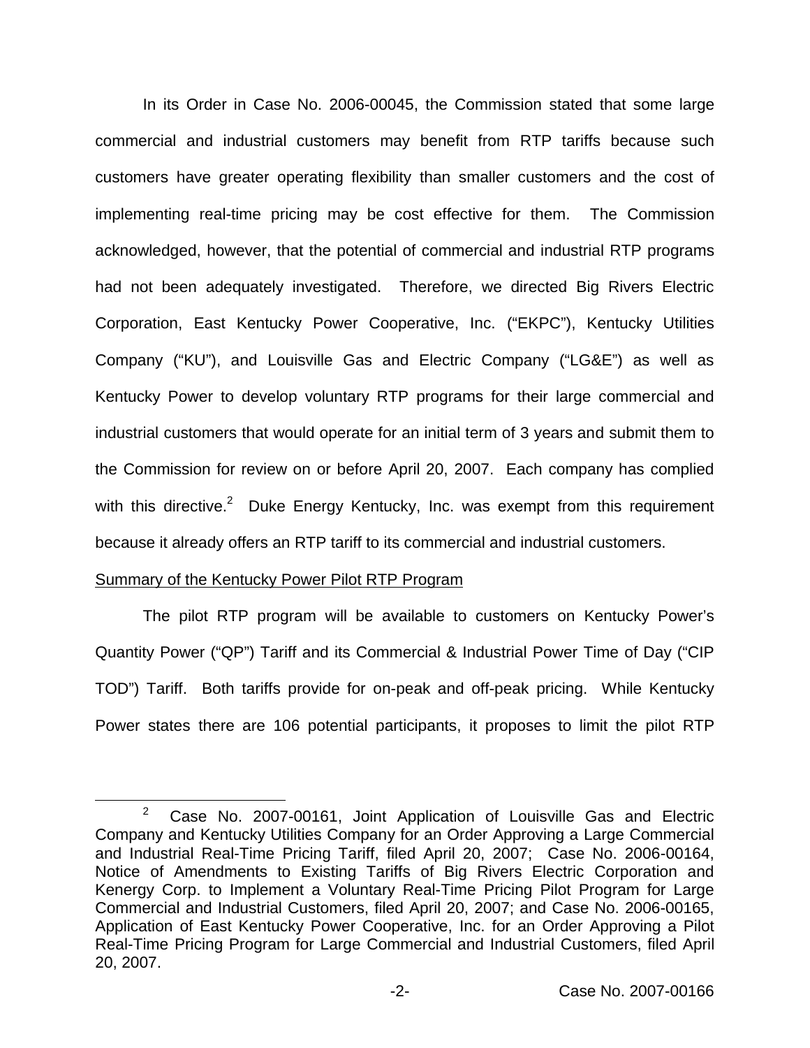In its Order in Case No. 2006-00045, the Commission stated that some large commercial and industrial customers may benefit from RTP tariffs because such customers have greater operating flexibility than smaller customers and the cost of implementing real-time pricing may be cost effective for them. The Commission acknowledged, however, that the potential of commercial and industrial RTP programs had not been adequately investigated. Therefore, we directed Big Rivers Electric Corporation, East Kentucky Power Cooperative, Inc. ("EKPC"), Kentucky Utilities Company ("KU"), and Louisville Gas and Electric Company ("LG&E") as well as Kentucky Power to develop voluntary RTP programs for their large commercial and industrial customers that would operate for an initial term of 3 years and submit them to the Commission for review on or before April 20, 2007. Each company has complied with this directive.[2] Duke Energy Kentucky, Inc. was exempt from this requirement because it already offers an RTP tariff to its commercial and industrial customers.

Summary of the Kentucky Power Pilot RTP Program

The pilot RTP program will be available to customers on Kentucky Power's Quantity Power ("QP") Tariff and its Commercial & Industrial Power Time of Day ("CIP TOD") Tariff. Both tariffs provide for on-peak and off-peak pricing. While Kentucky Power states there are 106 potential participants, it proposes to limit the pilot RTP

[2] Case No. 2007-00161, Joint Application of Louisville Gas and Electric Company and Kentucky Utilities Company for an Order Approving a Large Commercial and Industrial Real-Time Pricing Tariff, filed April 20, 2007; Case No. 2006-00164, Notice of Amendments to Existing Tariffs of Big Rivers Electric Corporation and Kenergy Corp. to Implement a Voluntary Real-Time Pricing Pilot Program for Large Commercial and Industrial Customers, filed April 20, 2007; and Case No. 2006-00165, Application of East Kentucky Power Cooperative, Inc. for an Order Approving a Pilot Real-Time Pricing Program for Large Commercial and Industrial Customers, filed April 20, 2007.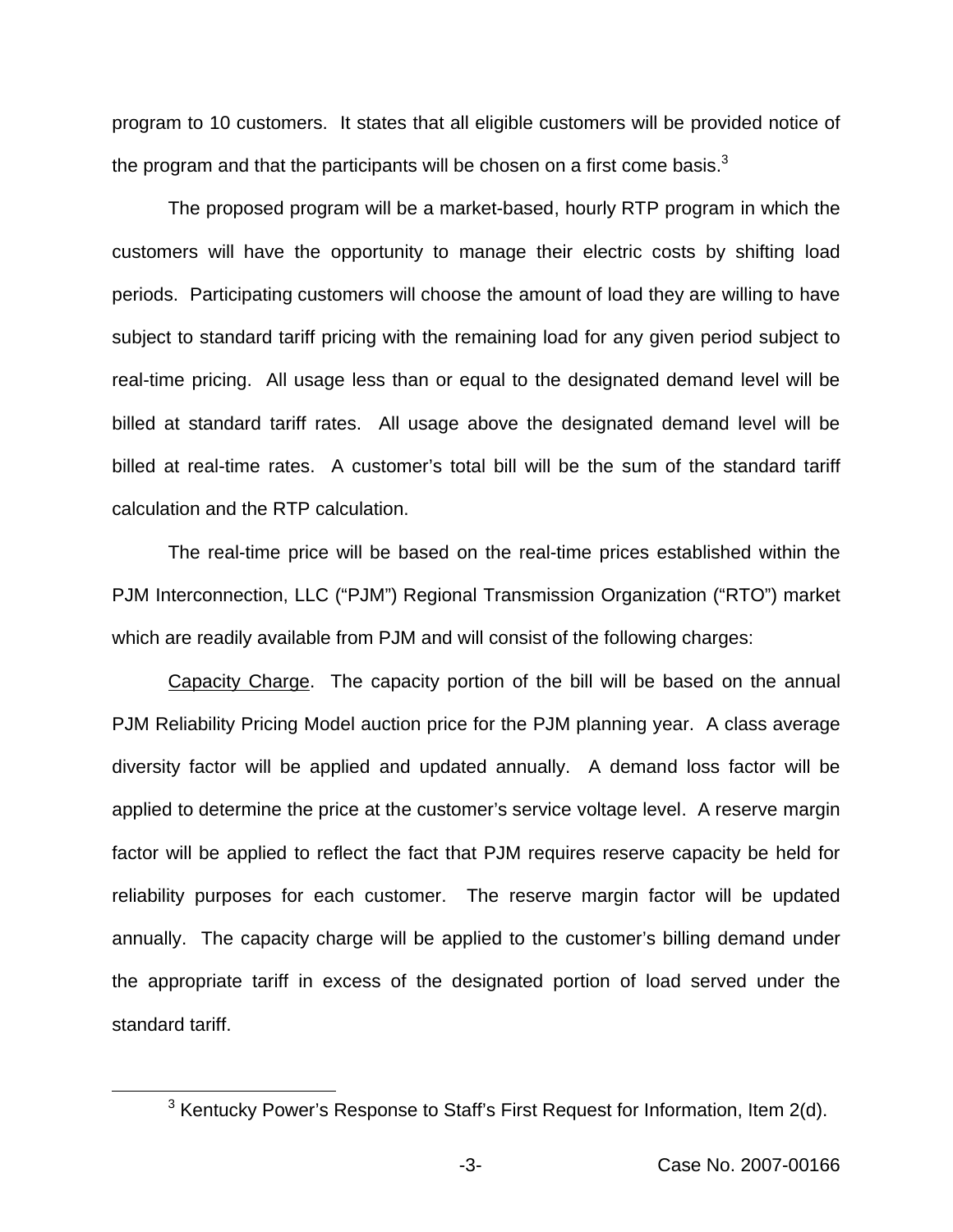program to 10 customers. It states that all eligible customers will be provided notice of the program and that the participants will be chosen on a first come basis.[3]

The proposed program will be a market-based, hourly RTP program in which the customers will have the opportunity to manage their electric costs by shifting load periods. Participating customers will choose the amount of load they are willing to have subject to standard tariff pricing with the remaining load for any given period subject to real-time pricing. All usage less than or equal to the designated demand level will be billed at standard tariff rates. All usage above the designated demand level will be billed at real-time rates. A customer's total bill will be the sum of the standard tariff calculation and the RTP calculation.

The real-time price will be based on the real-time prices established within the PJM Interconnection, LLC ("PJM") Regional Transmission Organization ("RTO") market which are readily available from PJM and will consist of the following charges:

<u>Capacity Charge</u>. The capacity portion of the bill will be based on the annual PJM Reliability Pricing Model auction price for the PJM planning year. A class average diversity factor will be applied and updated annually. A demand loss factor will be applied to determine the price at the customer's service voltage level. A reserve margin factor will be applied to reflect the fact that PJM requires reserve capacity be held for reliability purposes for each customer. The reserve margin factor will be updated annually. The capacity charge will be applied to the customer's billing demand under the appropriate tariff in excess of the designated portion of load served under the standard tariff.

---

[3] Kentucky Power's Response to Staff's First Request for Information, Item 2(d).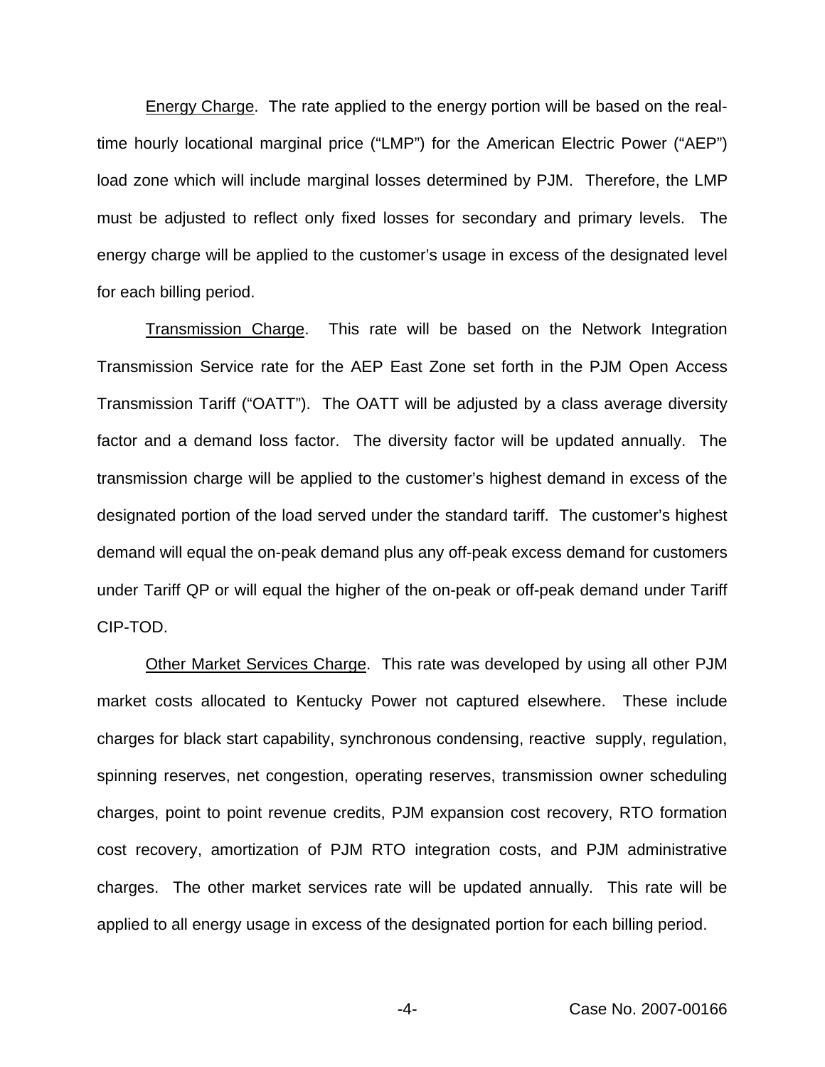Energy Charge. The rate applied to the energy portion will be based on the real-time hourly locational marginal price ("LMP") for the American Electric Power ("AEP") load zone which will include marginal losses determined by PJM. Therefore, the LMP must be adjusted to reflect only fixed losses for secondary and primary levels. The energy charge will be applied to the customer's usage in excess of the designated level for each billing period.

Transmission Charge. This rate will be based on the Network Integration Transmission Service rate for the AEP East Zone set forth in the PJM Open Access Transmission Tariff ("OATT"). The OATT will be adjusted by a class average diversity factor and a demand loss factor. The diversity factor will be updated annually. The transmission charge will be applied to the customer's highest demand in excess of the designated portion of the load served under the standard tariff. The customer's highest demand will equal the on-peak demand plus any off-peak excess demand for customers under Tariff QP or will equal the higher of the on-peak or off-peak demand under Tariff CIP-TOD.

Other Market Services Charge. This rate was developed by using all other PJM market costs allocated to Kentucky Power not captured elsewhere. These include charges for black start capability, synchronous condensing, reactive supply, regulation, spinning reserves, net congestion, operating reserves, transmission owner scheduling charges, point to point revenue credits, PJM expansion cost recovery, RTO formation cost recovery, amortization of PJM RTO integration costs, and PJM administrative charges. The other market services rate will be updated annually. This rate will be applied to all energy usage in excess of the designated portion for each billing period.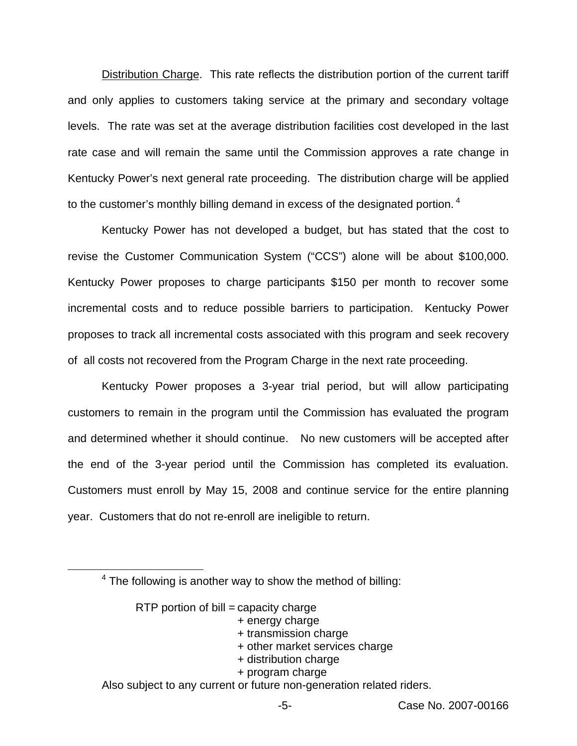Distribution Charge. This rate reflects the distribution portion of the current tariff and only applies to customers taking service at the primary and secondary voltage levels. The rate was set at the average distribution facilities cost developed in the last rate case and will remain the same until the Commission approves a rate change in Kentucky Power's next general rate proceeding. The distribution charge will be applied to the customer's monthly billing demand in excess of the designated portion.[4]

Kentucky Power has not developed a budget, but has stated that the cost to revise the Customer Communication System ("CCS") alone will be about $100,000. Kentucky Power proposes to charge participants $150 per month to recover some incremental costs and to reduce possible barriers to participation. Kentucky Power proposes to track all incremental costs associated with this program and seek recovery of all costs not recovered from the Program Charge in the next rate proceeding.

Kentucky Power proposes a 3-year trial period, but will allow participating customers to remain in the program until the Commission has evaluated the program and determined whether it should continue. No new customers will be accepted after the end of the 3-year period until the Commission has completed its evaluation. Customers must enroll by May 15, 2008 and continue service for the entire planning year. Customers that do not re-enroll are ineligible to return.

---

[4] The following is another way to show the method of billing:

RTP portion of bill = capacity charge
+ energy charge
+ transmission charge
+ other market services charge
+ distribution charge
+ program charge

Also subject to any current or future non-generation related riders.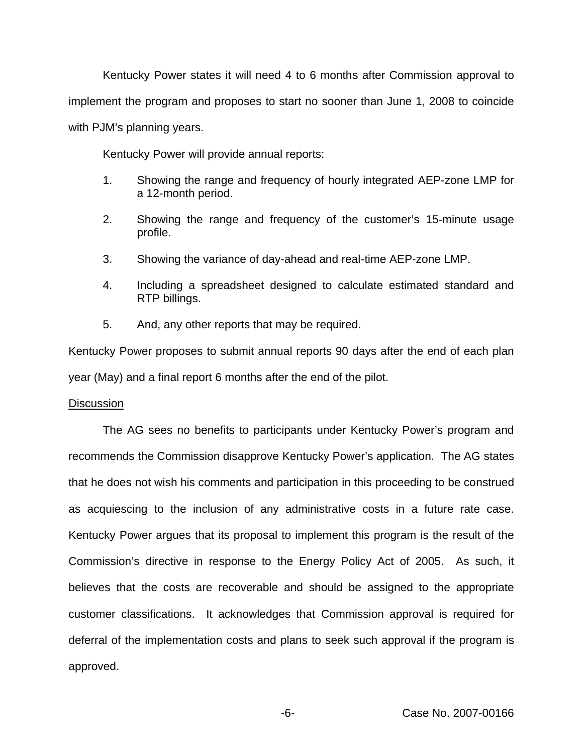Kentucky Power states it will need 4 to 6 months after Commission approval to implement the program and proposes to start no sooner than June 1, 2008 to coincide with PJM's planning years.

Kentucky Power will provide annual reports:

1. Showing the range and frequency of hourly integrated AEP-zone LMP for a 12-month period.
2. Showing the range and frequency of the customer's 15-minute usage profile.
3. Showing the variance of day-ahead and real-time AEP-zone LMP.
4. Including a spreadsheet designed to calculate estimated standard and RTP billings.
5. And, any other reports that may be required.

Kentucky Power proposes to submit annual reports 90 days after the end of each plan year (May) and a final report 6 months after the end of the pilot.

Discussion

The AG sees no benefits to participants under Kentucky Power's program and recommends the Commission disapprove Kentucky Power's application. The AG states that he does not wish his comments and participation in this proceeding to be construed as acquiescing to the inclusion of any administrative costs in a future rate case. Kentucky Power argues that its proposal to implement this program is the result of the Commission's directive in response to the Energy Policy Act of 2005. As such, it believes that the costs are recoverable and should be assigned to the appropriate customer classifications. It acknowledges that Commission approval is required for deferral of the implementation costs and plans to seek such approval if the program is approved.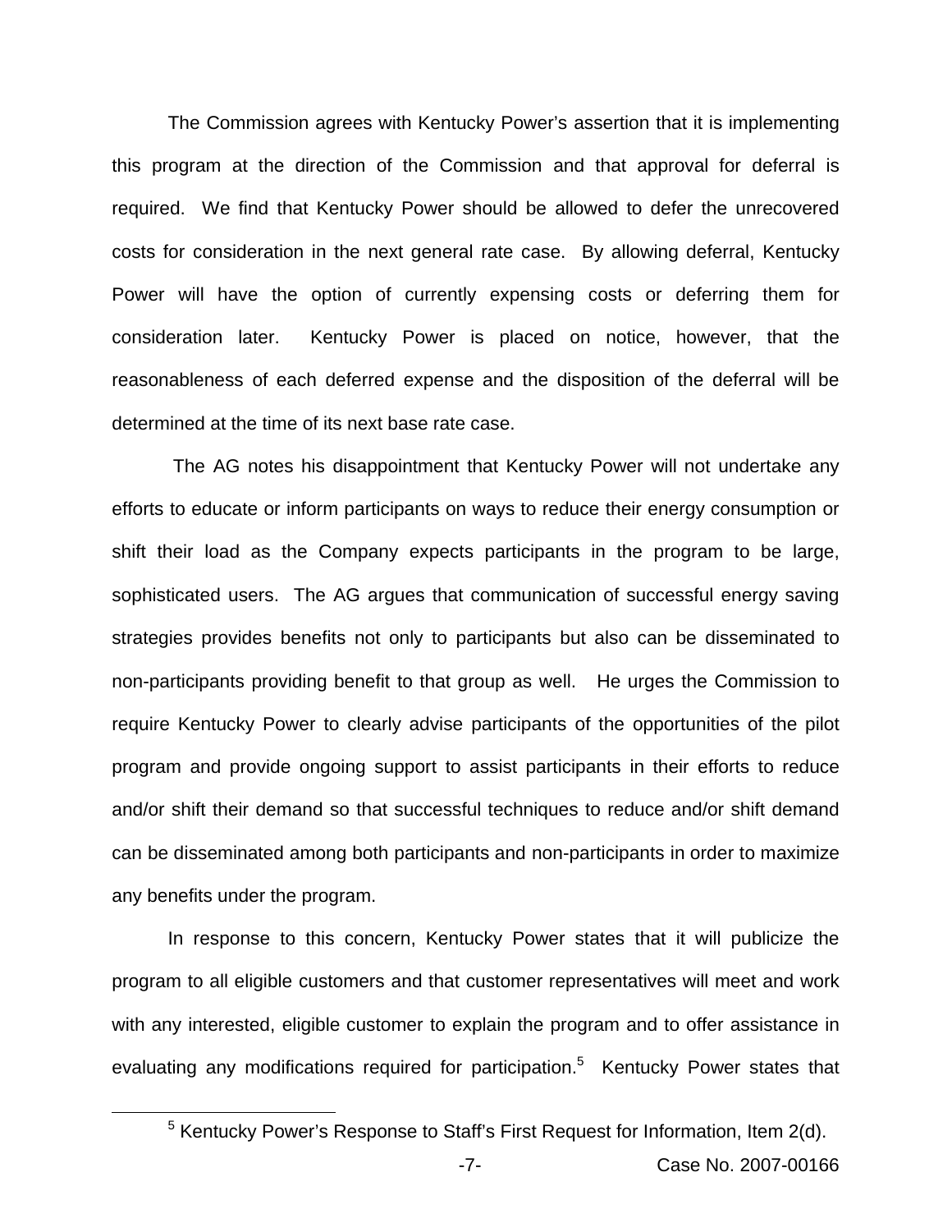The Commission agrees with Kentucky Power's assertion that it is implementing this program at the direction of the Commission and that approval for deferral is required. We find that Kentucky Power should be allowed to defer the unrecovered costs for consideration in the next general rate case. By allowing deferral, Kentucky Power will have the option of currently expensing costs or deferring them for consideration later. Kentucky Power is placed on notice, however, that the reasonableness of each deferred expense and the disposition of the deferral will be determined at the time of its next base rate case.

The AG notes his disappointment that Kentucky Power will not undertake any efforts to educate or inform participants on ways to reduce their energy consumption or shift their load as the Company expects participants in the program to be large, sophisticated users. The AG argues that communication of successful energy saving strategies provides benefits not only to participants but also can be disseminated to non-participants providing benefit to that group as well. He urges the Commission to require Kentucky Power to clearly advise participants of the opportunities of the pilot program and provide ongoing support to assist participants in their efforts to reduce and/or shift their demand so that successful techniques to reduce and/or shift demand can be disseminated among both participants and non-participants in order to maximize any benefits under the program.

In response to this concern, Kentucky Power states that it will publicize the program to all eligible customers and that customer representatives will meet and work with any interested, eligible customer to explain the program and to offer assistance in evaluating any modifications required for participation.[5] Kentucky Power states that

[5] Kentucky Power's Response to Staff's First Request for Information, Item 2(d).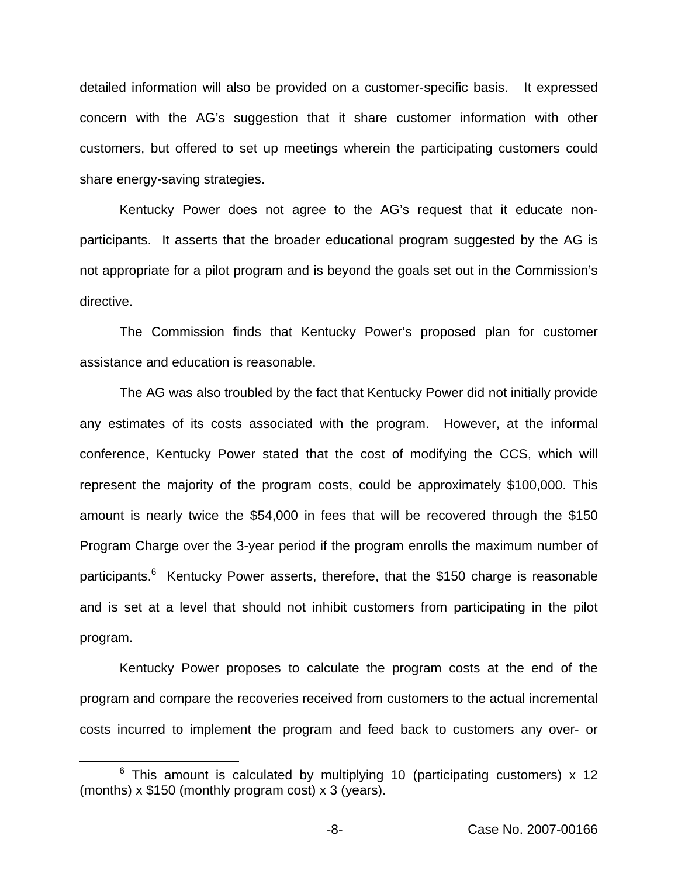detailed information will also be provided on a customer-specific basis. It expressed concern with the AG's suggestion that it share customer information with other customers, but offered to set up meetings wherein the participating customers could share energy-saving strategies.

Kentucky Power does not agree to the AG's request that it educate non-participants. It asserts that the broader educational program suggested by the AG is not appropriate for a pilot program and is beyond the goals set out in the Commission's directive.

The Commission finds that Kentucky Power's proposed plan for customer assistance and education is reasonable.

The AG was also troubled by the fact that Kentucky Power did not initially provide any estimates of its costs associated with the program. However, at the informal conference, Kentucky Power stated that the cost of modifying the CCS, which will represent the majority of the program costs, could be approximately $100,000. This amount is nearly twice the $54,000 in fees that will be recovered through the $150 Program Charge over the 3-year period if the program enrolls the maximum number of participants.[6] Kentucky Power asserts, therefore, that the $150 charge is reasonable and is set at a level that should not inhibit customers from participating in the pilot program.

Kentucky Power proposes to calculate the program costs at the end of the program and compare the recoveries received from customers to the actual incremental costs incurred to implement the program and feed back to customers any over- or

[6] This amount is calculated by multiplying 10 (participating customers) x 12 (months) x $150 (monthly program cost) x 3 (years).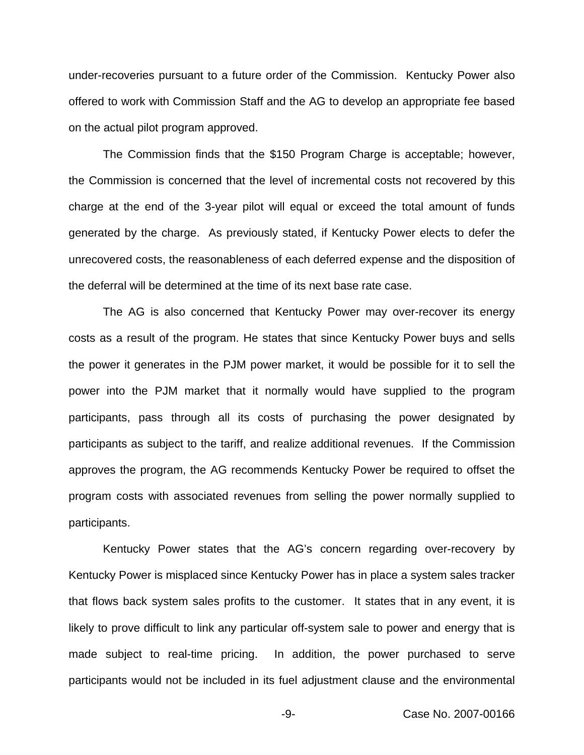under-recoveries pursuant to a future order of the Commission. Kentucky Power also offered to work with Commission Staff and the AG to develop an appropriate fee based on the actual pilot program approved.

The Commission finds that the $150 Program Charge is acceptable; however, the Commission is concerned that the level of incremental costs not recovered by this charge at the end of the 3-year pilot will equal or exceed the total amount of funds generated by the charge. As previously stated, if Kentucky Power elects to defer the unrecovered costs, the reasonableness of each deferred expense and the disposition of the deferral will be determined at the time of its next base rate case.

The AG is also concerned that Kentucky Power may over-recover its energy costs as a result of the program. He states that since Kentucky Power buys and sells the power it generates in the PJM power market, it would be possible for it to sell the power into the PJM market that it normally would have supplied to the program participants, pass through all its costs of purchasing the power designated by participants as subject to the tariff, and realize additional revenues. If the Commission approves the program, the AG recommends Kentucky Power be required to offset the program costs with associated revenues from selling the power normally supplied to participants.

Kentucky Power states that the AG's concern regarding over-recovery by Kentucky Power is misplaced since Kentucky Power has in place a system sales tracker that flows back system sales profits to the customer. It states that in any event, it is likely to prove difficult to link any particular off-system sale to power and energy that is made subject to real-time pricing. In addition, the power purchased to serve participants would not be included in its fuel adjustment clause and the environmental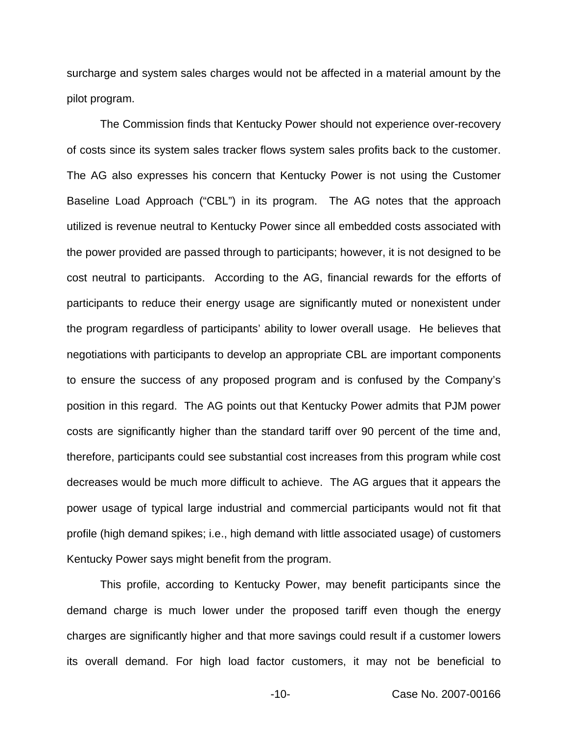surcharge and system sales charges would not be affected in a material amount by the pilot program.

The Commission finds that Kentucky Power should not experience over-recovery of costs since its system sales tracker flows system sales profits back to the customer. The AG also expresses his concern that Kentucky Power is not using the Customer Baseline Load Approach ("CBL") in its program. The AG notes that the approach utilized is revenue neutral to Kentucky Power since all embedded costs associated with the power provided are passed through to participants; however, it is not designed to be cost neutral to participants. According to the AG, financial rewards for the efforts of participants to reduce their energy usage are significantly muted or nonexistent under the program regardless of participants' ability to lower overall usage. He believes that negotiations with participants to develop an appropriate CBL are important components to ensure the success of any proposed program and is confused by the Company's position in this regard. The AG points out that Kentucky Power admits that PJM power costs are significantly higher than the standard tariff over 90 percent of the time and, therefore, participants could see substantial cost increases from this program while cost decreases would be much more difficult to achieve. The AG argues that it appears the power usage of typical large industrial and commercial participants would not fit that profile (high demand spikes; i.e., high demand with little associated usage) of customers Kentucky Power says might benefit from the program.

This profile, according to Kentucky Power, may benefit participants since the demand charge is much lower under the proposed tariff even though the energy charges are significantly higher and that more savings could result if a customer lowers its overall demand. For high load factor customers, it may not be beneficial to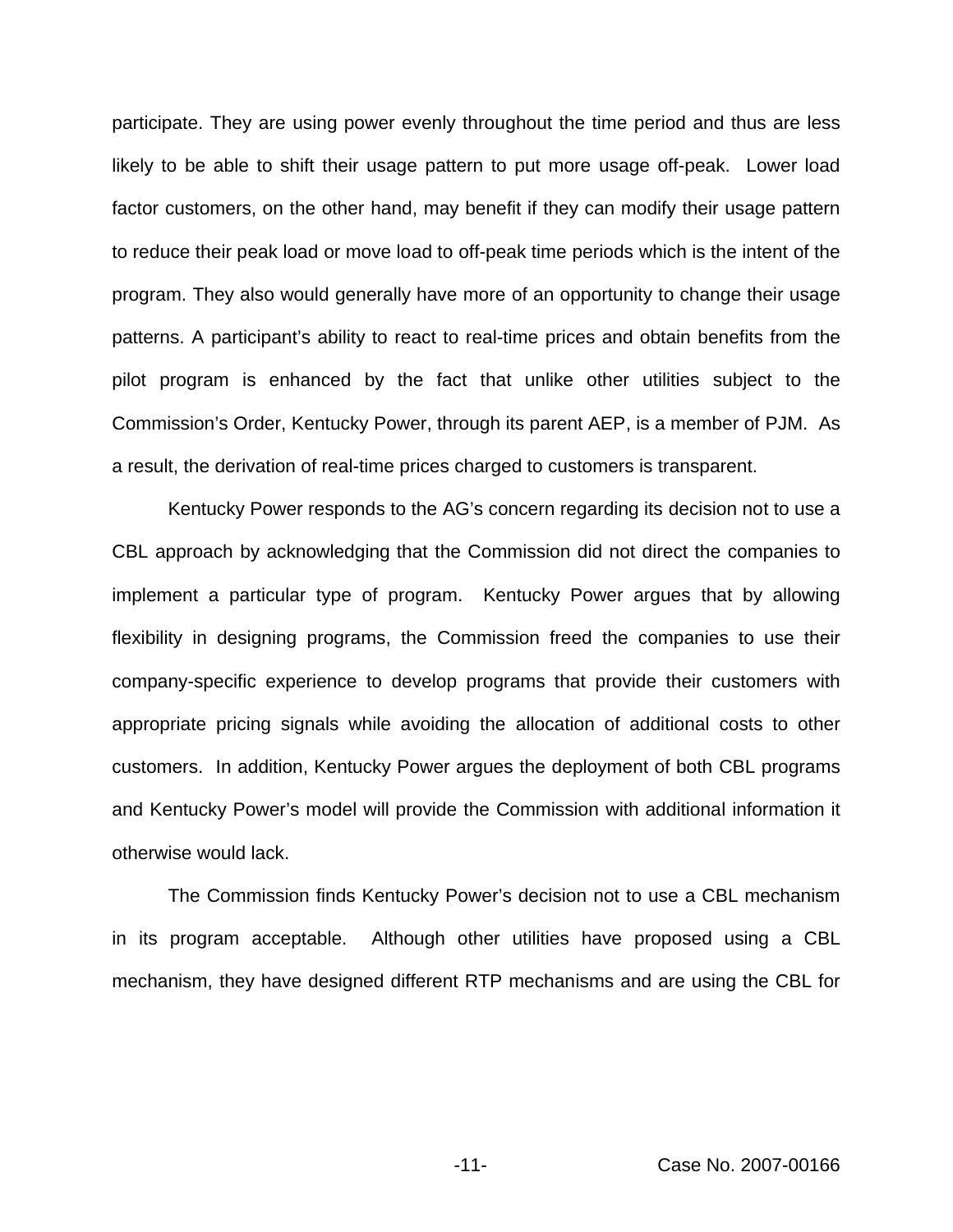participate. They are using power evenly throughout the time period and thus are less likely to be able to shift their usage pattern to put more usage off-peak. Lower load factor customers, on the other hand, may benefit if they can modify their usage pattern to reduce their peak load or move load to off-peak time periods which is the intent of the program. They also would generally have more of an opportunity to change their usage patterns. A participant's ability to react to real-time prices and obtain benefits from the pilot program is enhanced by the fact that unlike other utilities subject to the Commission's Order, Kentucky Power, through its parent AEP, is a member of PJM. As a result, the derivation of real-time prices charged to customers is transparent.

Kentucky Power responds to the AG's concern regarding its decision not to use a CBL approach by acknowledging that the Commission did not direct the companies to implement a particular type of program. Kentucky Power argues that by allowing flexibility in designing programs, the Commission freed the companies to use their company-specific experience to develop programs that provide their customers with appropriate pricing signals while avoiding the allocation of additional costs to other customers. In addition, Kentucky Power argues the deployment of both CBL programs and Kentucky Power's model will provide the Commission with additional information it otherwise would lack.

The Commission finds Kentucky Power's decision not to use a CBL mechanism in its program acceptable. Although other utilities have proposed using a CBL mechanism, they have designed different RTP mechanisms and are using the CBL for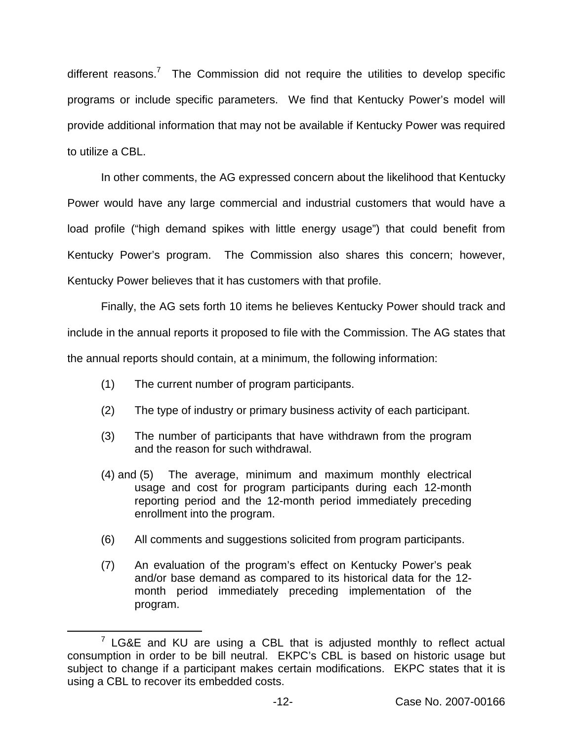different reasons.[7] The Commission did not require the utilities to develop specific programs or include specific parameters. We find that Kentucky Power's model will provide additional information that may not be available if Kentucky Power was required to utilize a CBL.

In other comments, the AG expressed concern about the likelihood that Kentucky Power would have any large commercial and industrial customers that would have a load profile ("high demand spikes with little energy usage") that could benefit from Kentucky Power's program. The Commission also shares this concern; however, Kentucky Power believes that it has customers with that profile.

Finally, the AG sets forth 10 items he believes Kentucky Power should track and include in the annual reports it proposed to file with the Commission. The AG states that the annual reports should contain, at a minimum, the following information:

(1) The current number of program participants.

(2) The type of industry or primary business activity of each participant.

(3) The number of participants that have withdrawn from the program and the reason for such withdrawal.

(4) and (5) The average, minimum and maximum monthly electrical usage and cost for program participants during each 12-month reporting period and the 12-month period immediately preceding enrollment into the program.

(6) All comments and suggestions solicited from program participants.

(7) An evaluation of the program's effect on Kentucky Power's peak and/or base demand as compared to its historical data for the 12-month period immediately preceding implementation of the program.

---

[7] LG&E and KU are using a CBL that is adjusted monthly to reflect actual consumption in order to be bill neutral. EKPC's CBL is based on historic usage but subject to change if a participant makes certain modifications. EKPC states that it is using a CBL to recover its embedded costs.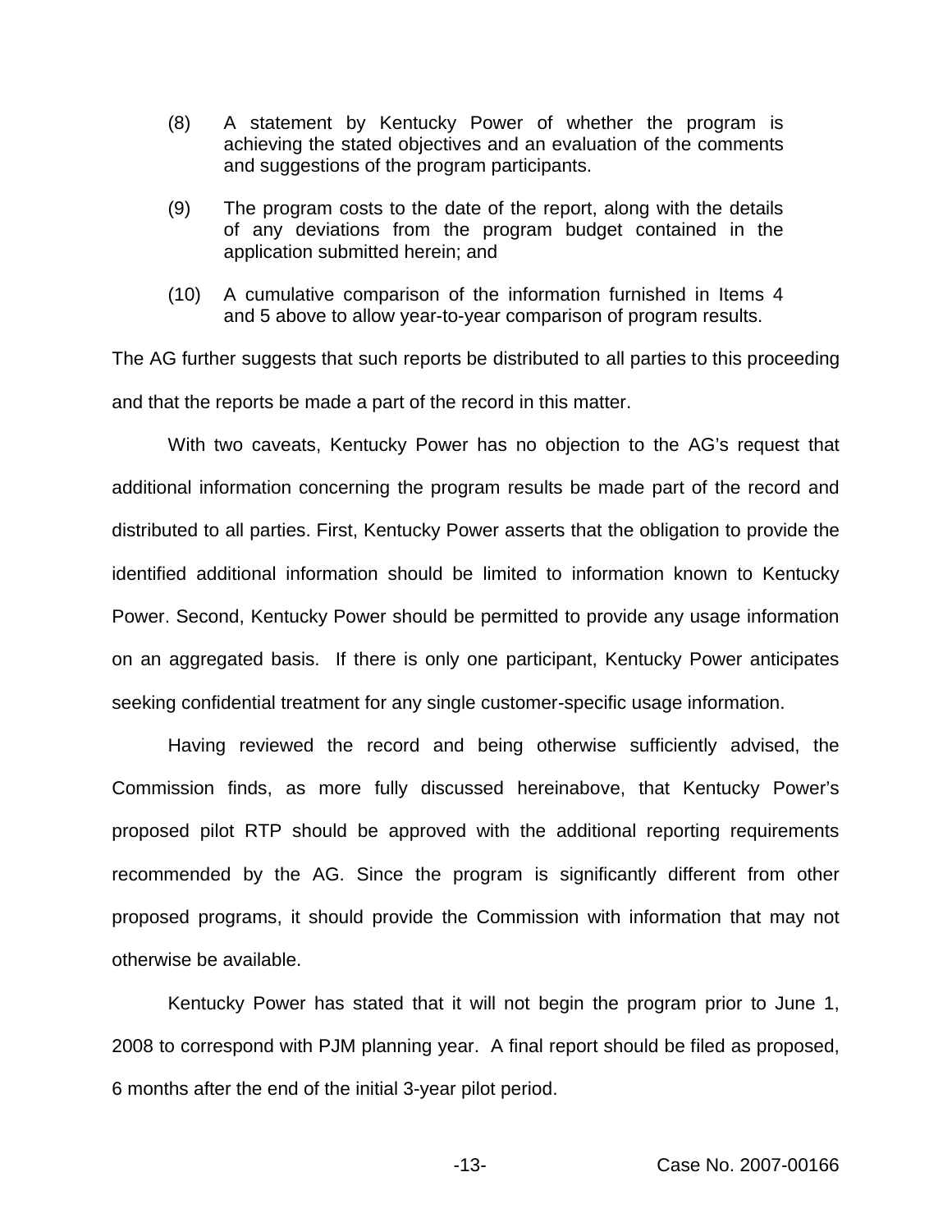(8) A statement by Kentucky Power of whether the program is achieving the stated objectives and an evaluation of the comments and suggestions of the program participants.

(9) The program costs to the date of the report, along with the details of any deviations from the program budget contained in the application submitted herein; and

(10) A cumulative comparison of the information furnished in Items 4 and 5 above to allow year-to-year comparison of program results.

The AG further suggests that such reports be distributed to all parties to this proceeding and that the reports be made a part of the record in this matter.

With two caveats, Kentucky Power has no objection to the AG's request that additional information concerning the program results be made part of the record and distributed to all parties. First, Kentucky Power asserts that the obligation to provide the identified additional information should be limited to information known to Kentucky Power. Second, Kentucky Power should be permitted to provide any usage information on an aggregated basis. If there is only one participant, Kentucky Power anticipates seeking confidential treatment for any single customer-specific usage information.

Having reviewed the record and being otherwise sufficiently advised, the Commission finds, as more fully discussed hereinabove, that Kentucky Power's proposed pilot RTP should be approved with the additional reporting requirements recommended by the AG. Since the program is significantly different from other proposed programs, it should provide the Commission with information that may not otherwise be available.

Kentucky Power has stated that it will not begin the program prior to June 1, 2008 to correspond with PJM planning year. A final report should be filed as proposed, 6 months after the end of the initial 3-year pilot period.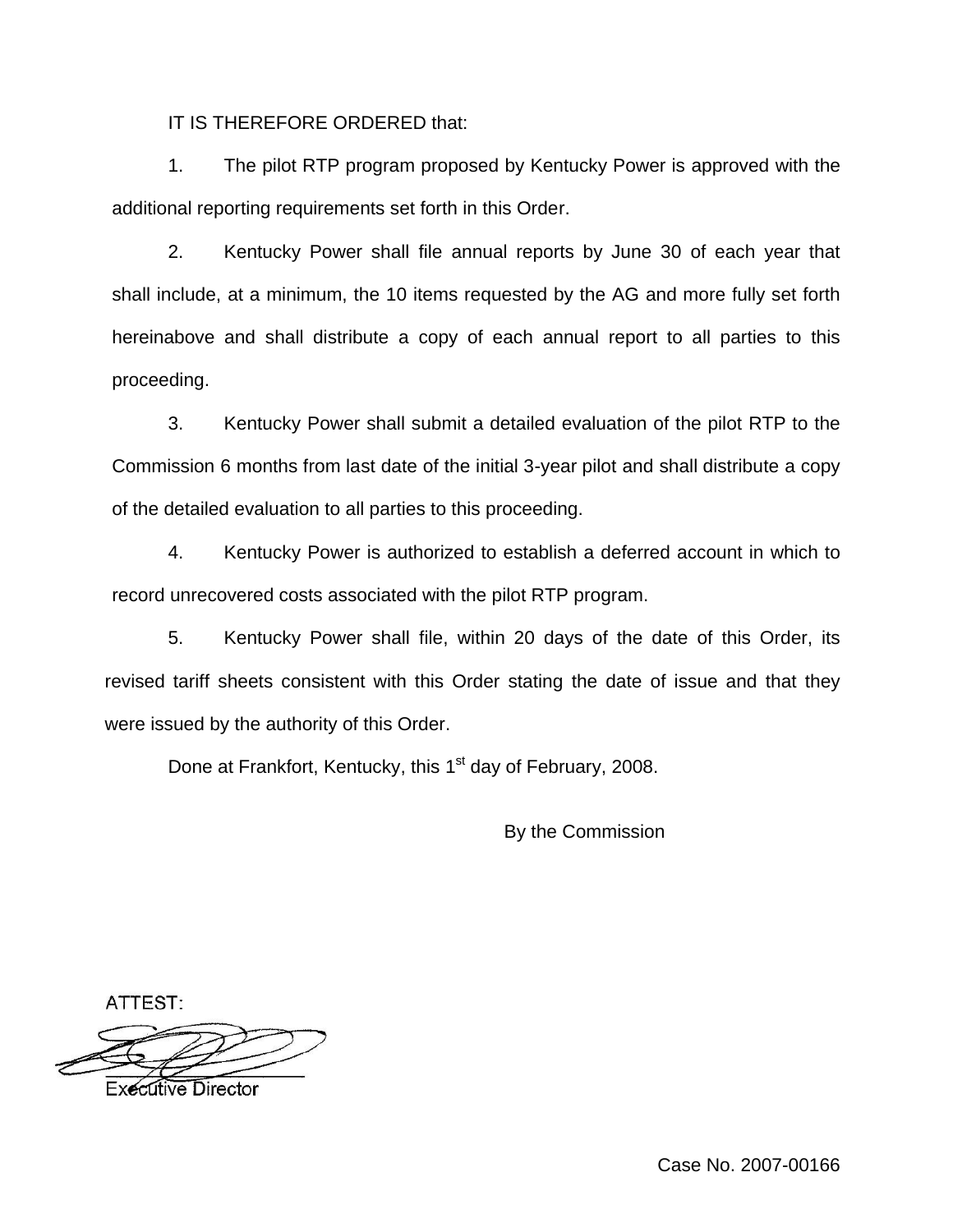IT IS THEREFORE ORDERED that:

1. The pilot RTP program proposed by Kentucky Power is approved with the additional reporting requirements set forth in this Order.

2. Kentucky Power shall file annual reports by June 30 of each year that shall include, at a minimum, the 10 items requested by the AG and more fully set forth hereinabove and shall distribute a copy of each annual report to all parties to this proceeding.

3. Kentucky Power shall submit a detailed evaluation of the pilot RTP to the Commission 6 months from last date of the initial 3-year pilot and shall distribute a copy of the detailed evaluation to all parties to this proceeding.

4. Kentucky Power is authorized to establish a deferred account in which to record unrecovered costs associated with the pilot RTP program.

5. Kentucky Power shall file, within 20 days of the date of this Order, its revised tariff sheets consistent with this Order stating the date of issue and that they were issued by the authority of this Order.

Done at Frankfort, Kentucky, this 1st day of February, 2008.

By the Commission

ATTEST:

Executive Director

Case No. 2007-00166